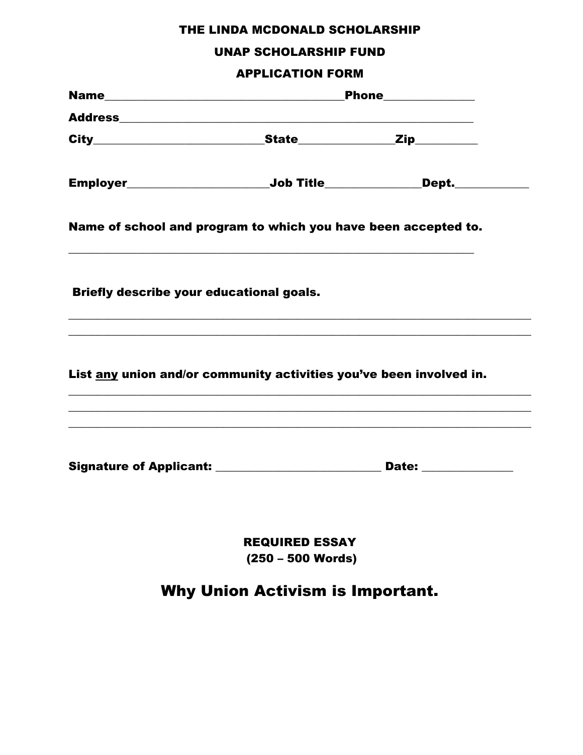**THE LINDA MCDONALD SCHOLARSHIP**

**UNAP SCHOLARSHIP FUND**

**APPLICATION FORM**

**Name**_________________________________________**Phone**_______________

**Address**_______________________________________________________________

**City**_____________________________**State**________________**Zip**__________

**Employer**________________________**Job Title**________________**Dept.**_____________

**Name of school and program to which you have been accepted to.**

___________________________________________________________________

**Briefly describe your educational goals.**

___________________________________________________________________________

___________________________________________________________________________

**List <u>any</u> union and/or community activities you've been involved in.**

___________________________________________________________________________

___________________________________________________________________________

___________________________________________________________________________

**Signature of Applicant:** ____________________________ **Date:** _______________

**REQUIRED ESSAY**
**(250 – 500 Words)**

## Why Union Activism is Important.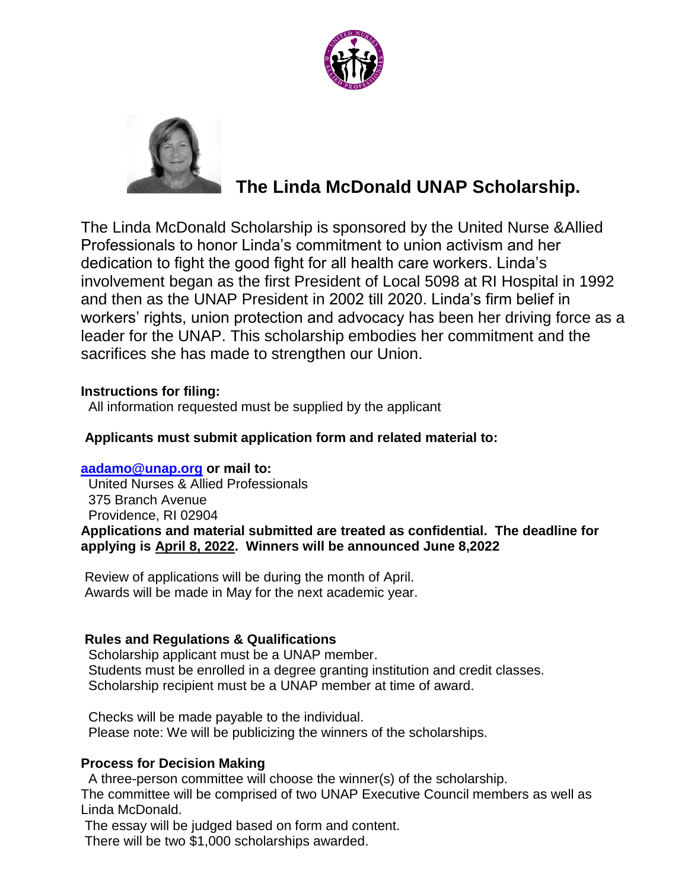# The Linda McDonald UNAP Scholarship.

The Linda McDonald Scholarship is sponsored by the United Nurse &Allied Professionals to honor Linda's commitment to union activism and her dedication to fight the good fight for all health care workers. Linda's involvement began as the first President of Local 5098 at RI Hospital in 1992 and then as the UNAP President in 2002 till 2020. Linda's firm belief in workers' rights, union protection and advocacy has been her driving force as a leader for the UNAP. This scholarship embodies her commitment and the sacrifices she has made to strengthen our Union.

**Instructions for filing:**

All information requested must be supplied by the applicant

**Applicants must submit application form and related material to:**

**[aadamo@unap.org](mailto:aadamo@unap.org) or mail to:**

United Nurses & Allied Professionals
375 Branch Avenue
Providence, RI 02904

**Applications and material submitted are treated as confidential. The deadline for applying is <u>April 8, 2022</u>. Winners will be announced June 8,2022**

Review of applications will be during the month of April.
Awards will be made in May for the next academic year.

**Rules and Regulations & Qualifications**

Scholarship applicant must be a UNAP member.
Students must be enrolled in a degree granting institution and credit classes.
Scholarship recipient must be a UNAP member at time of award.

Checks will be made payable to the individual.
Please note: We will be publicizing the winners of the scholarships.

**Process for Decision Making**

A three-person committee will choose the winner(s) of the scholarship.
The committee will be comprised of two UNAP Executive Council members as well as Linda McDonald.
The essay will be judged based on form and content.
There will be two $1,000 scholarships awarded.